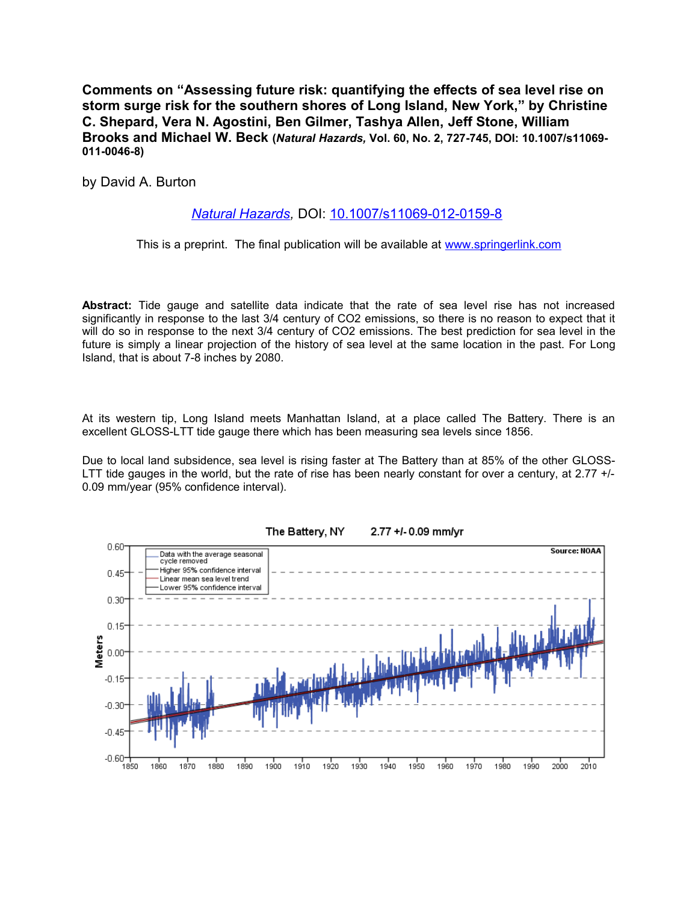**Comments on "Assessing future risk: quantifying the effects of sea level rise on storm surge risk for the southern shores of Long Island, New York," by Christine C. Shepard, Vera N. Agostini, Ben Gilmer, Tashya Allen, Jeff Stone, William Brooks and Michael W. Beck (*Natural Hazards,* Vol. 60, No. 2, 727-745, DOI: 10.1007/s11069-011-0046-8)**

by David A. Burton

*Natural Hazards*, DOI: 10.1007/s11069-012-0159-8

This is a preprint. The final publication will be available at www.springerlink.com

**Abstract:** Tide gauge and satellite data indicate that the rate of sea level rise has not increased significantly in response to the last 3/4 century of $CO_2$ emissions, so there is no reason to expect that it will do so in response to the next 3/4 century of $CO_2$ emissions. The best prediction for sea level in the future is simply a linear projection of the history of sea level at the same location in the past. For Long Island, that is about 7-8 inches by 2080.

At its western tip, Long Island meets Manhattan Island, at a place called The Battery. There is an excellent GLOSS-LTT tide gauge there which has been measuring sea levels since 1856.

Due to local land subsidence, sea level is rising faster at The Battery than at 85% of the other GLOSS-LTT tide gauges in the world, but the rate of rise has been nearly constant for over a century, at 2.77 +/- 0.09 mm/year (95% confidence interval).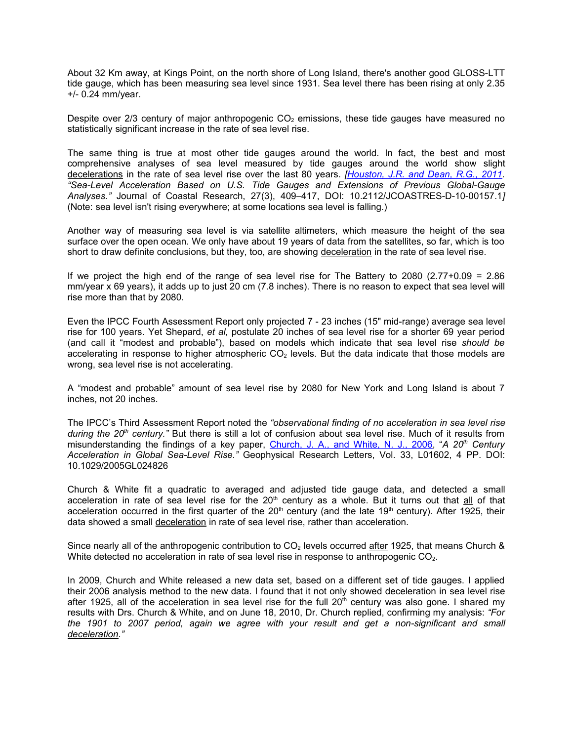About 32 Km away, at Kings Point, on the north shore of Long Island, there's another good GLOSS-LTT tide gauge, which has been measuring sea level since 1931. Sea level there has been rising at only 2.35 +/- 0.24 mm/year.

Despite over 2/3 century of major anthropogenic $CO_2$ emissions, these tide gauges have measured no statistically significant increase in the rate of sea level rise.

The same thing is true at most other tide gauges around the world. In fact, the best and most comprehensive analyses of sea level measured by tide gauges around the world show slight <u>decelerations</u> in the rate of sea level rise over the last 80 years. *[Houston, J.R. and Dean, R.G., 2011. "Sea-Level Acceleration Based on U.S. Tide Gauges and Extensions of Previous Global-Gauge Analyses."* Journal of Coastal Research, 27(3), 409–417, DOI: 10.2112/JCOASTRES-D-10-00157.1*]* (Note: sea level isn't rising everywhere; at some locations sea level is falling.)

Another way of measuring sea level is via satellite altimeters, which measure the height of the sea surface over the open ocean. We only have about 19 years of data from the satellites, so far, which is too short to draw definite conclusions, but they, too, are showing <u>deceleration</u> in the rate of sea level rise.

If we project the high end of the range of sea level rise for The Battery to 2080 (2.77+0.09 = 2.86 mm/year x 69 years), it adds up to just 20 cm (7.8 inches). There is no reason to expect that sea level will rise more than that by 2080.

Even the IPCC Fourth Assessment Report only projected 7 - 23 inches (15" mid-range) average sea level rise for 100 years. Yet Shepard, *et al,* postulate 20 inches of sea level rise for a shorter 69 year period (and call it "modest and probable"), based on models which indicate that sea level rise *should be* accelerating in response to higher atmospheric $CO_2$ levels. But the data indicate that those models are wrong, sea level rise is not accelerating.

A "modest and probable" amount of sea level rise by 2080 for New York and Long Island is about 7 inches, not 20 inches.

The IPCC's Third Assessment Report noted the *"observational finding of no acceleration in sea level rise during the 20th century."* But there is still a lot of confusion about sea level rise. Much of it results from misunderstanding the findings of a key paper, Church, J. A., and White, N. J., 2006, "*A 20th Century Acceleration in Global Sea-Level Rise."* Geophysical Research Letters, Vol. 33, L01602, 4 PP. DOI: 10.1029/2005GL024826

Church & White fit a quadratic to averaged and adjusted tide gauge data, and detected a small acceleration in rate of sea level rise for the 20th century as a whole. But it turns out that <u>all</u> of that acceleration occurred in the first quarter of the 20th century (and the late 19th century). After 1925, their data showed a small <u>deceleration</u> in rate of sea level rise, rather than acceleration.

Since nearly all of the anthropogenic contribution to $CO_2$ levels occurred <u>after</u> 1925, that means Church & White detected no acceleration in rate of sea level rise in response to anthropogenic $CO_2$.

In 2009, Church and White released a new data set, based on a different set of tide gauges. I applied their 2006 analysis method to the new data. I found that it not only showed deceleration in sea level rise after 1925, all of the acceleration in sea level rise for the full 20th century was also gone. I shared my results with Drs. Church & White, and on June 18, 2010, Dr. Church replied, confirming my analysis: *"For the 1901 to 2007 period, again we agree with your result and get a non-significant and small <u>deceleration</u>."*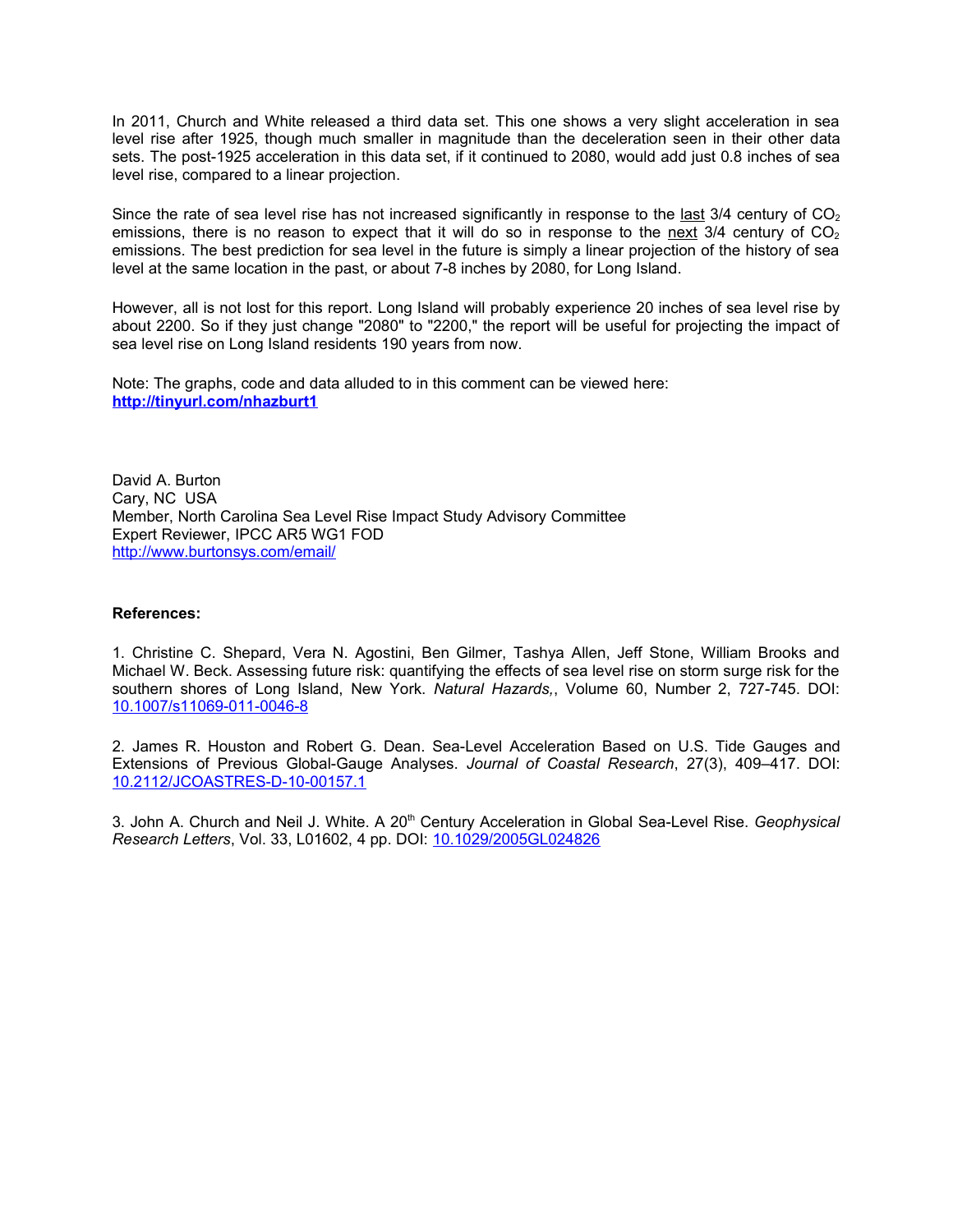In 2011, Church and White released a third data set. This one shows a very slight acceleration in sea level rise after 1925, though much smaller in magnitude than the deceleration seen in their other data sets. The post-1925 acceleration in this data set, if it continued to 2080, would add just 0.8 inches of sea level rise, compared to a linear projection.

Since the rate of sea level rise has not increased significantly in response to the last 3/4 century of $CO_2$ emissions, there is no reason to expect that it will do so in response to the next 3/4 century of $CO_2$ emissions. The best prediction for sea level in the future is simply a linear projection of the history of sea level at the same location in the past, or about 7-8 inches by 2080, for Long Island.

However, all is not lost for this report. Long Island will probably experience 20 inches of sea level rise by about 2200. So if they just change "2080" to "2200," the report will be useful for projecting the impact of sea level rise on Long Island residents 190 years from now.

Note: The graphs, code and data alluded to in this comment can be viewed here:
**http://tinyurl.com/nhazburt1**

David A. Burton
Cary, NC USA
Member, North Carolina Sea Level Rise Impact Study Advisory Committee
Expert Reviewer, IPCC AR5 WG1 FOD
http://www.burtonsys.com/email/

**References:**

1. Christine C. Shepard, Vera N. Agostini, Ben Gilmer, Tashya Allen, Jeff Stone, William Brooks and Michael W. Beck. Assessing future risk: quantifying the effects of sea level rise on storm surge risk for the southern shores of Long Island, New York. *Natural Hazards,*, Volume 60, Number 2, 727-745. DOI: 10.1007/s11069-011-0046-8

2. James R. Houston and Robert G. Dean. Sea-Level Acceleration Based on U.S. Tide Gauges and Extensions of Previous Global-Gauge Analyses. *Journal of Coastal Research*, 27(3), 409–417. DOI: 10.2112/JCOASTRES-D-10-00157.1

3. John A. Church and Neil J. White. A 20th Century Acceleration in Global Sea-Level Rise. *Geophysical Research Letters*, Vol. 33, L01602, 4 pp. DOI: 10.1029/2005GL024826